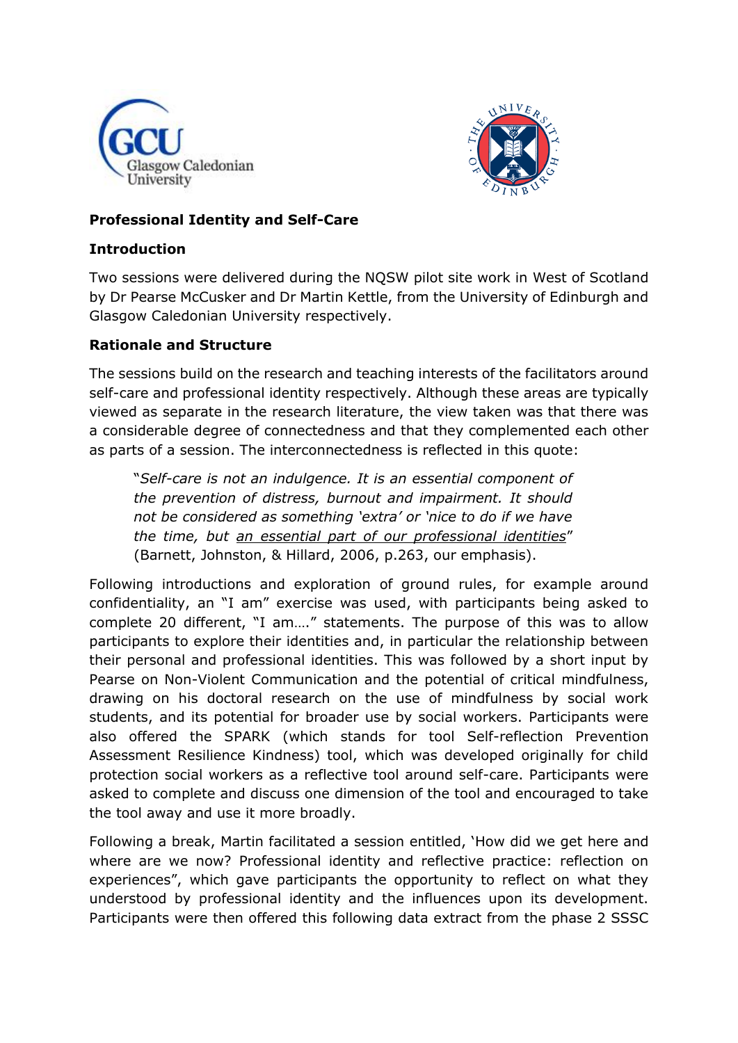**Professional Identity and Self-Care**

**Introduction**

Two sessions were delivered during the NQSW pilot site work in West of Scotland by Dr Pearse McCusker and Dr Martin Kettle, from the University of Edinburgh and Glasgow Caledonian University respectively.

**Rationale and Structure**

The sessions build on the research and teaching interests of the facilitators around self-care and professional identity respectively. Although these areas are typically viewed as separate in the research literature, the view taken was that there was a considerable degree of connectedness and that they complemented each other as parts of a session. The interconnectedness is reflected in this quote:

> "*Self-care is not an indulgence. It is an essential component of the prevention of distress, burnout and impairment. It should not be considered as something 'extra' or 'nice to do if we have the time, but <u>an essential part of our professional identities</u>*" (Barnett, Johnston, & Hillard, 2006, p.263, our emphasis).

Following introductions and exploration of ground rules, for example around confidentiality, an "I am" exercise was used, with participants being asked to complete 20 different, "I am…." statements. The purpose of this was to allow participants to explore their identities and, in particular the relationship between their personal and professional identities. This was followed by a short input by Pearse on Non-Violent Communication and the potential of critical mindfulness, drawing on his doctoral research on the use of mindfulness by social work students, and its potential for broader use by social workers. Participants were also offered the SPARK (which stands for tool Self-reflection Prevention Assessment Resilience Kindness) tool, which was developed originally for child protection social workers as a reflective tool around self-care. Participants were asked to complete and discuss one dimension of the tool and encouraged to take the tool away and use it more broadly.

Following a break, Martin facilitated a session entitled, 'How did we get here and where are we now? Professional identity and reflective practice: reflection on experiences", which gave participants the opportunity to reflect on what they understood by professional identity and the influences upon its development. Participants were then offered this following data extract from the phase 2 SSSC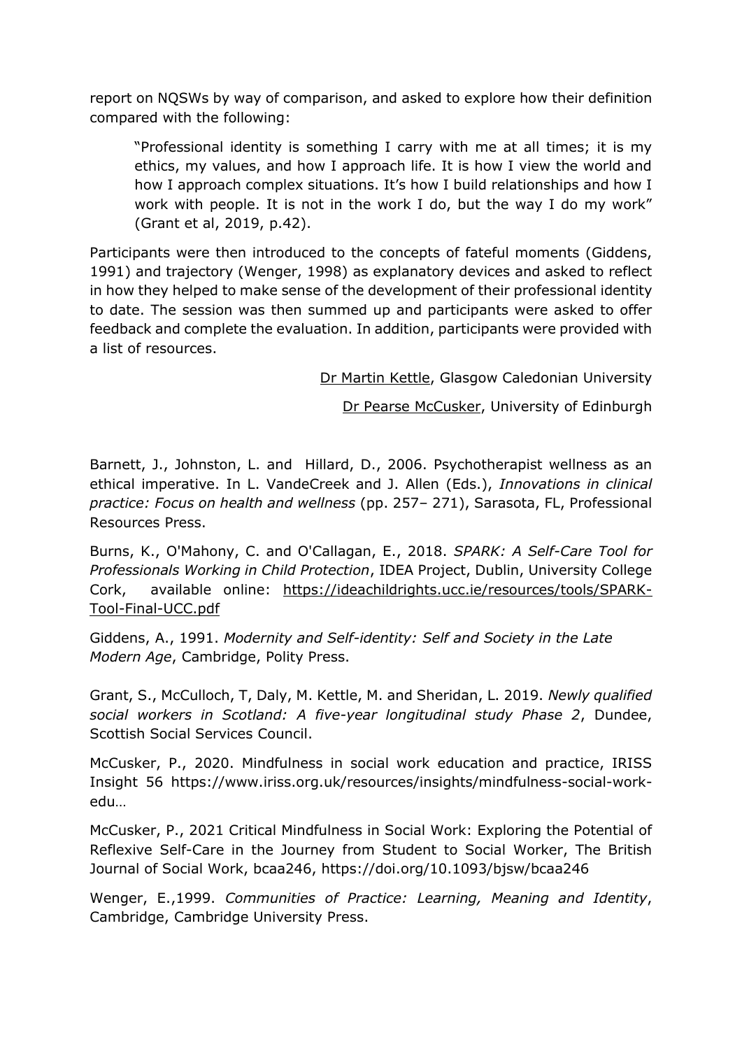report on NQSWs by way of comparison, and asked to explore how their definition compared with the following:

> "Professional identity is something I carry with me at all times; it is my ethics, my values, and how I approach life. It is how I view the world and how I approach complex situations. It's how I build relationships and how I work with people. It is not in the work I do, but the way I do my work" (Grant et al, 2019, p.42).

Participants were then introduced to the concepts of fateful moments (Giddens, 1991) and trajectory (Wenger, 1998) as explanatory devices and asked to reflect in how they helped to make sense of the development of their professional identity to date. The session was then summed up and participants were asked to offer feedback and complete the evaluation. In addition, participants were provided with a list of resources.

Dr Martin Kettle, Glasgow Caledonian University

Dr Pearse McCusker, University of Edinburgh

Barnett, J., Johnston, L. and Hillard, D., 2006. Psychotherapist wellness as an ethical imperative. In L. VandeCreek and J. Allen (Eds.), *Innovations in clinical practice: Focus on health and wellness* (pp. 257– 271), Sarasota, FL, Professional Resources Press.

Burns, K., O'Mahony, C. and O'Callagan, E., 2018. *SPARK: A Self-Care Tool for Professionals Working in Child Protection*, IDEA Project, Dublin, University College Cork, available online: https://ideachildrights.ucc.ie/resources/tools/SPARK-Tool-Final-UCC.pdf

Giddens, A., 1991. *Modernity and Self-identity: Self and Society in the Late Modern Age*, Cambridge, Polity Press.

Grant, S., McCulloch, T, Daly, M. Kettle, M. and Sheridan, L. 2019. *Newly qualified social workers in Scotland: A five-year longitudinal study Phase 2*, Dundee, Scottish Social Services Council.

McCusker, P., 2020. Mindfulness in social work education and practice, IRISS Insight 56 https://www.iriss.org.uk/resources/insights/mindfulness-social-work-edu…

McCusker, P., 2021 Critical Mindfulness in Social Work: Exploring the Potential of Reflexive Self-Care in the Journey from Student to Social Worker, The British Journal of Social Work, bcaa246, https://doi.org/10.1093/bjsw/bcaa246

Wenger, E.,1999. *Communities of Practice: Learning, Meaning and Identity*, Cambridge, Cambridge University Press.